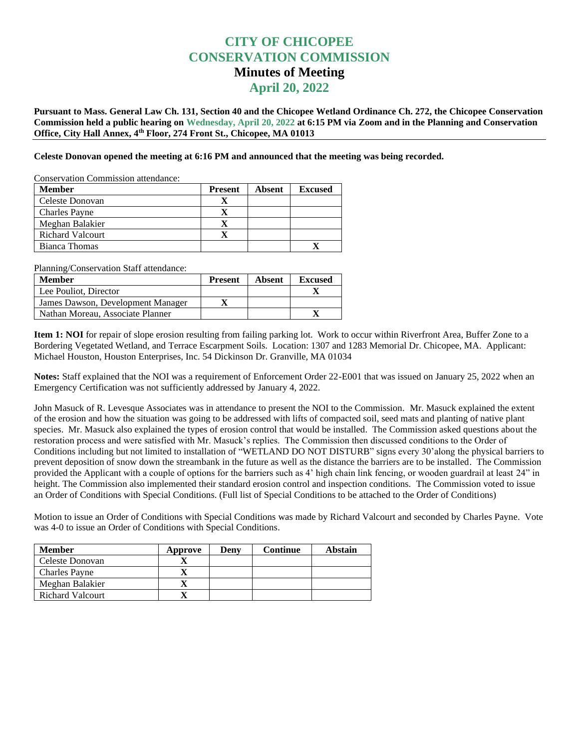# CITY OF CHICOPEE
# CONSERVATION COMMISSION
## Minutes of Meeting
## April 20, 2022

**Pursuant to Mass. General Law Ch. 131, Section 40 and the Chicopee Wetland Ordinance Ch. 272, the Chicopee Conservation Commission held a public hearing on Wednesday, April 20, 2022 at 6:15 PM via Zoom and in the Planning and Conservation Office, City Hall Annex, 4th Floor, 274 Front St., Chicopee, MA 01013**

**Celeste Donovan opened the meeting at 6:16 PM and announced that the meeting was being recorded.**

Conservation Commission attendance:

| Member | Present | Absent | Excused |
|---|---|---|---|
| Celeste Donovan | X | | |
| Charles Payne | X | | |
| Meghan Balakier | X | | |
| Richard Valcourt | X | | |
| Bianca Thomas | | | X |

Planning/Conservation Staff attendance:

| Member | Present | Absent | Excused |
|---|---|---|---|
| Lee Pouliot, Director | | | X |
| James Dawson, Development Manager | X | | |
| Nathan Moreau, Associate Planner | | | X |

**Item 1: NOI** for repair of slope erosion resulting from failing parking lot. Work to occur within Riverfront Area, Buffer Zone to a Bordering Vegetated Wetland, and Terrace Escarpment Soils. Location: 1307 and 1283 Memorial Dr. Chicopee, MA. Applicant: Michael Houston, Houston Enterprises, Inc. 54 Dickinson Dr. Granville, MA 01034

**Notes:** Staff explained that the NOI was a requirement of Enforcement Order 22-E001 that was issued on January 25, 2022 when an Emergency Certification was not sufficiently addressed by January 4, 2022.

John Masuck of R. Levesque Associates was in attendance to present the NOI to the Commission. Mr. Masuck explained the extent of the erosion and how the situation was going to be addressed with lifts of compacted soil, seed mats and planting of native plant species. Mr. Masuck also explained the types of erosion control that would be installed. The Commission asked questions about the restoration process and were satisfied with Mr. Masuck's replies. The Commission then discussed conditions to the Order of Conditions including but not limited to installation of "WETLAND DO NOT DISTURB" signs every 30'along the physical barriers to prevent deposition of snow down the streambank in the future as well as the distance the barriers are to be installed. The Commission provided the Applicant with a couple of options for the barriers such as 4' high chain link fencing, or wooden guardrail at least 24" in height. The Commission also implemented their standard erosion control and inspection conditions. The Commission voted to issue an Order of Conditions with Special Conditions. (Full list of Special Conditions to be attached to the Order of Conditions)

Motion to issue an Order of Conditions with Special Conditions was made by Richard Valcourt and seconded by Charles Payne. Vote was 4-0 to issue an Order of Conditions with Special Conditions.

| Member | Approve | Deny | Continue | Abstain |
|---|---|---|---|---|
| Celeste Donovan | X | | | |
| Charles Payne | X | | | |
| Meghan Balakier | X | | | |
| Richard Valcourt | X | | | |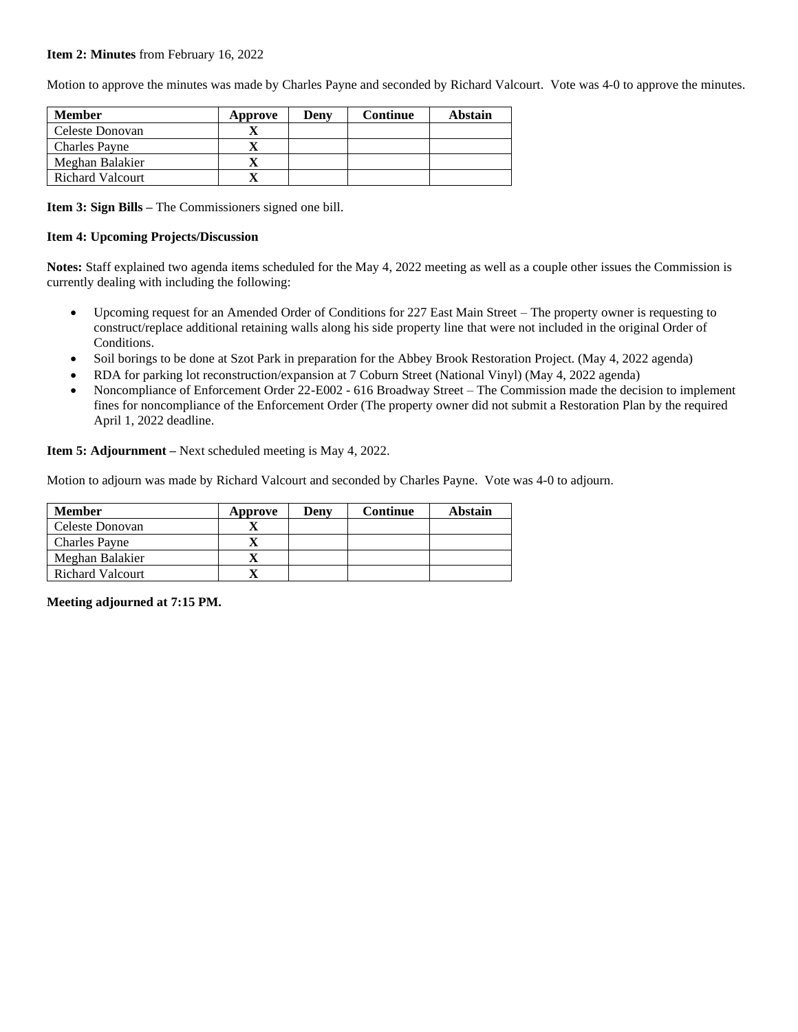**Item 2: Minutes** from February 16, 2022

Motion to approve the minutes was made by Charles Payne and seconded by Richard Valcourt. Vote was 4-0 to approve the minutes.

| Member | Approve | Deny | Continue | Abstain |
|---|---|---|---|---|
| Celeste Donovan | X | | | |
| Charles Payne | X | | | |
| Meghan Balakier | X | | | |
| Richard Valcourt | X | | | |

**Item 3: Sign Bills –** The Commissioners signed one bill.

**Item 4: Upcoming Projects/Discussion**

**Notes:** Staff explained two agenda items scheduled for the May 4, 2022 meeting as well as a couple other issues the Commission is currently dealing with including the following:

- Upcoming request for an Amended Order of Conditions for 227 East Main Street – The property owner is requesting to construct/replace additional retaining walls along his side property line that were not included in the original Order of Conditions.
- Soil borings to be done at Szot Park in preparation for the Abbey Brook Restoration Project. (May 4, 2022 agenda)
- RDA for parking lot reconstruction/expansion at 7 Coburn Street (National Vinyl) (May 4, 2022 agenda)
- Noncompliance of Enforcement Order 22-E002 - 616 Broadway Street – The Commission made the decision to implement fines for noncompliance of the Enforcement Order (The property owner did not submit a Restoration Plan by the required April 1, 2022 deadline.

**Item 5: Adjournment –** Next scheduled meeting is May 4, 2022.

Motion to adjourn was made by Richard Valcourt and seconded by Charles Payne. Vote was 4-0 to adjourn.

| Member | Approve | Deny | Continue | Abstain |
|---|---|---|---|---|
| Celeste Donovan | X | | | |
| Charles Payne | X | | | |
| Meghan Balakier | X | | | |
| Richard Valcourt | X | | | |

**Meeting adjourned at 7:15 PM.**